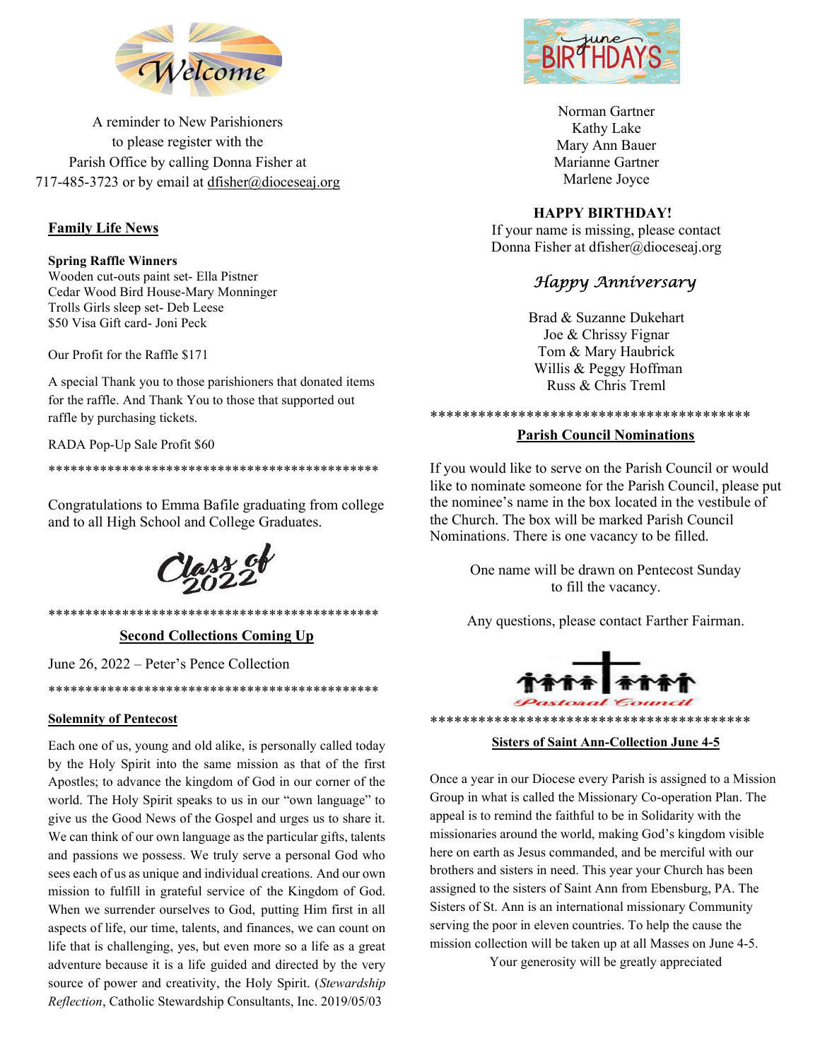Welcome

A reminder to New Parishioners
to please register with the
Parish Office by calling Donna Fisher at
717-485-3723 or by email at dfisher@dioceseaj.org

## Family Life News

**Spring Raffle Winners**
Wooden cut-outs paint set- Ella Pistner
Cedar Wood Bird House-Mary Monninger
Trolls Girls sleep set- Deb Leese
$50 Visa Gift card- Joni Peck

Our Profit for the Raffle $171

A special Thank you to those parishioners that donated items for the raffle. And Thank You to those that supported out raffle by purchasing tickets.

RADA Pop-Up Sale Profit $60

**********************************************

Congratulations to Emma Bafile graduating from college and to all High School and College Graduates.

Class of 2022

**********************************************

## Second Collections Coming Up

June 26, 2022 – Peter's Pence Collection

**********************************************

## Solemnity of Pentecost

Each one of us, young and old alike, is personally called today by the Holy Spirit into the same mission as that of the first Apostles; to advance the kingdom of God in our corner of the world. The Holy Spirit speaks to us in our "own language" to give us the Good News of the Gospel and urges us to share it. We can think of our own language as the particular gifts, talents and passions we possess. We truly serve a personal God who sees each of us as unique and individual creations. And our own mission to fulfill in grateful service of the Kingdom of God. When we surrender ourselves to God, putting Him first in all aspects of life, our time, talents, and finances, we can count on life that is challenging, yes, but even more so a life as a great adventure because it is a life guided and directed by the very source of power and creativity, the Holy Spirit. (*Stewardship Reflection*, Catholic Stewardship Consultants, Inc. 2019/05/03

june BIRTHDAYS

Norman Gartner
Kathy Lake
Mary Ann Bauer
Marianne Gartner
Marlene Joyce

**HAPPY BIRTHDAY!**
If your name is missing, please contact
Donna Fisher at dfisher@dioceseaj.org

*Happy Anniversary*

Brad & Suzanne Dukehart
Joe & Chrissy Fignar
Tom & Mary Haubrick
Willis & Peggy Hoffman
Russ & Chris Treml

****************************************

## Parish Council Nominations

If you would like to serve on the Parish Council or would like to nominate someone for the Parish Council, please put the nominee's name in the box located in the vestibule of the Church. The box will be marked Parish Council Nominations. There is one vacancy to be filled.

One name will be drawn on Pentecost Sunday
to fill the vacancy.

Any questions, please contact Farther Fairman.

Pastoral Council

****************************************

## Sisters of Saint Ann-Collection June 4-5

Once a year in our Diocese every Parish is assigned to a Mission Group in what is called the Missionary Co-operation Plan. The appeal is to remind the faithful to be in Solidarity with the missionaries around the world, making God's kingdom visible here on earth as Jesus commanded, and be merciful with our brothers and sisters in need. This year your Church has been assigned to the sisters of Saint Ann from Ebensburg, PA. The Sisters of St. Ann is an international missionary Community serving the poor in eleven countries. To help the cause the mission collection will be taken up at all Masses on June 4-5.

Your generosity will be greatly appreciated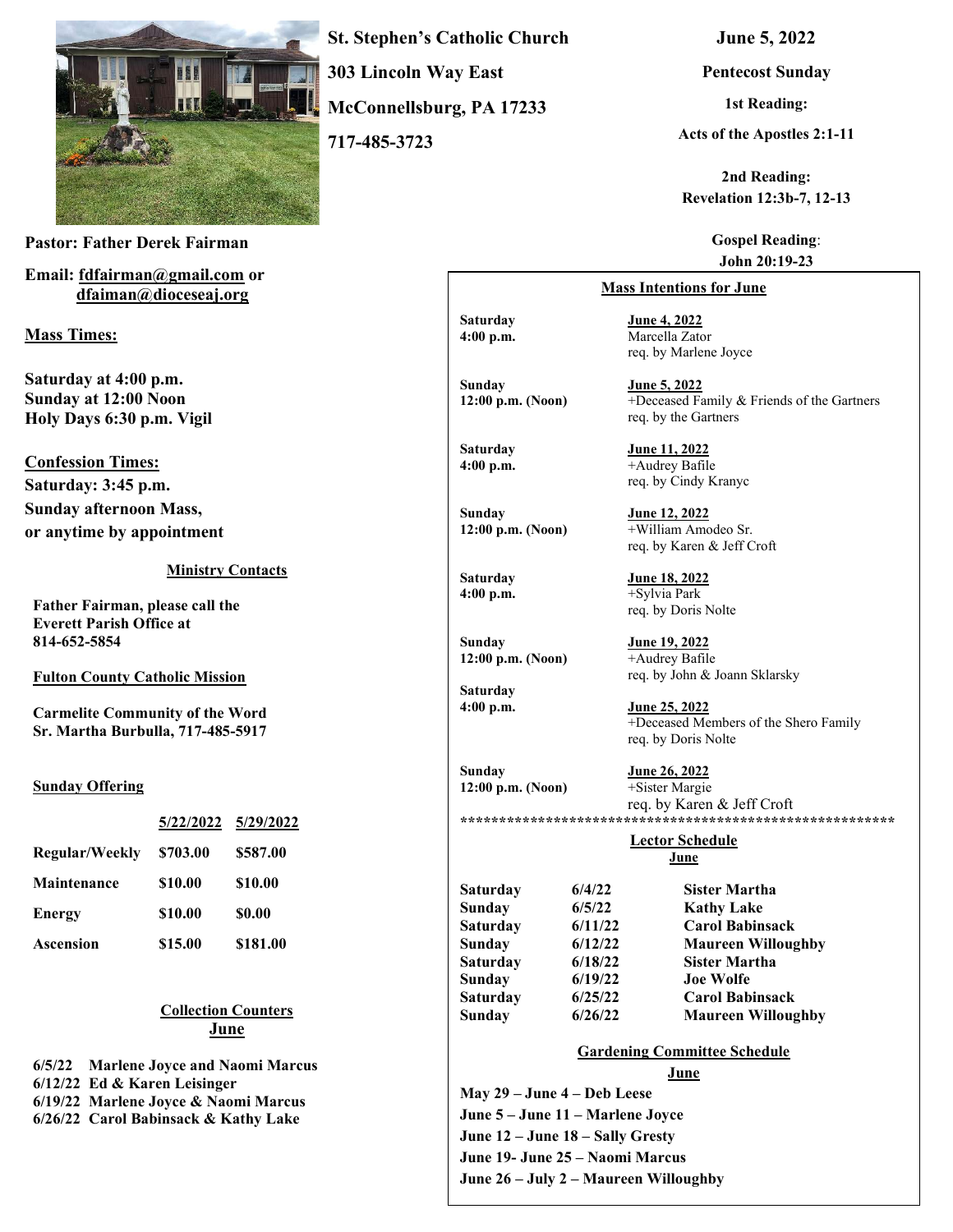**St. Stephen's Catholic Church**

**303 Lincoln Way East**

**McConnellsburg, PA 17233**

**717-485-3723**

**June 5, 2022**

**Pentecost Sunday**

**1st Reading:**

**Acts of the Apostles 2:1-11**

**2nd Reading:**

**Revelation 12:3b-7, 12-13**

**Gospel Reading**:

**John 20:19-23**

**Pastor: Father Derek Fairman**

**Email: fdfairman@gmail.com or dfaiman@dioceseaj.org**

**Mass Times:**

**Saturday at 4:00 p.m.**
**Sunday at 12:00 Noon**
**Holy Days 6:30 p.m. Vigil**

**Confession Times:**

**Saturday: 3:45 p.m.**
**Sunday afternoon Mass,**
**or anytime by appointment**

**Ministry Contacts**

**Father Fairman, please call the Everett Parish Office at 814-652-5854**

**Fulton County Catholic Mission**

**Carmelite Community of the Word**
**Sr. Martha Burbulla, 717-485-5917**

**Sunday Offering**

| | 5/22/2022 | 5/29/2022 |
|---|---|---|
| Regular/Weekly | $703.00 | $587.00 |
| Maintenance | $10.00 | $10.00 |
| Energy | $10.00 | $0.00 |
| Ascension | $15.00 | $181.00 |

**Collection Counters**
**June**

**6/5/22 Marlene Joyce and Naomi Marcus**
**6/12/22 Ed & Karen Leisinger**
**6/19/22 Marlene Joyce & Naomi Marcus**
**6/26/22 Carol Babinsack & Kathy Lake**

**Mass Intentions for June**

| | |
|---|---|
| **Saturday 4:00 p.m.** | **June 4, 2022** Marcella Zator req. by Marlene Joyce |
| **Sunday 12:00 p.m. (Noon)** | **June 5, 2022** +Deceased Family & Friends of the Gartners req. by the Gartners |
| **Saturday 4:00 p.m.** | **June 11, 2022** +Audrey Bafile req. by Cindy Kranyc |
| **Sunday 12:00 p.m. (Noon)** | **June 12, 2022** +William Amodeo Sr. req. by Karen & Jeff Croft |
| **Saturday 4:00 p.m.** | **June 18, 2022** +Sylvia Park req. by Doris Nolte |
| **Sunday 12:00 p.m. (Noon)** | **June 19, 2022** +Audrey Bafile req. by John & Joann Sklarsky |
| **Saturday 4:00 p.m.** | **June 25, 2022** +Deceased Members of the Shero Family req. by Doris Nolte |
| **Sunday 12:00 p.m. (Noon)** | **June 26, 2022** +Sister Margie req. by Karen & Jeff Croft |

*********************************************************

**Lector Schedule**
**June**

| | | |
|---|---|---|
| Saturday | 6/4/22 | Sister Martha |
| Sunday | 6/5/22 | Kathy Lake |
| Saturday | 6/11/22 | Carol Babinsack |
| Sunday | 6/12/22 | Maureen Willoughby |
| Saturday | 6/18/22 | Sister Martha |
| Sunday | 6/19/22 | Joe Wolfe |
| Saturday | 6/25/22 | Carol Babinsack |
| Sunday | 6/26/22 | Maureen Willoughby |

**Gardening Committee Schedule**
**June**

**May 29 – June 4 – Deb Leese**
**June 5 – June 11 – Marlene Joyce**
**June 12 – June 18 – Sally Gresty**
**June 19- June 25 – Naomi Marcus**
**June 26 – July 2 – Maureen Willoughby**